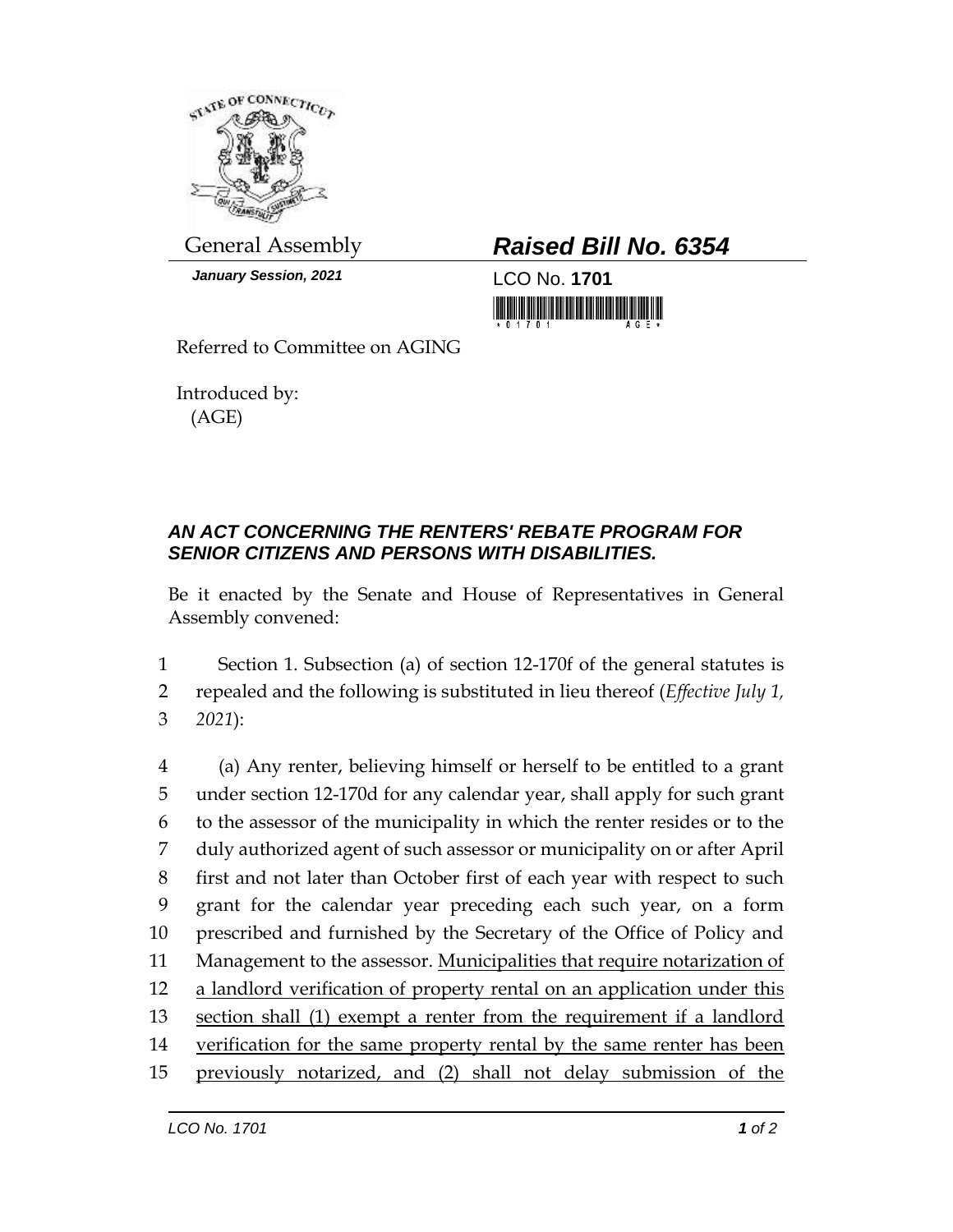General Assembly

***Raised Bill No. 6354***

***January Session, 2021***

LCO No. **1701**

Referred to Committee on AGING

Introduced by:
(AGE)

***AN ACT CONCERNING THE RENTERS' REBATE PROGRAM FOR SENIOR CITIZENS AND PERSONS WITH DISABILITIES.***

Be it enacted by the Senate and House of Representatives in General Assembly convened:

1 Section 1. Subsection (a) of section 12-170f of the general statutes is
2 repealed and the following is substituted in lieu thereof (*Effective July 1,*
3 *2021*):

4 (a) Any renter, believing himself or herself to be entitled to a grant
5 under section 12-170d for any calendar year, shall apply for such grant
6 to the assessor of the municipality in which the renter resides or to the
7 duly authorized agent of such assessor or municipality on or after April
8 first and not later than October first of each year with respect to such
9 grant for the calendar year preceding each such year, on a form
10 prescribed and furnished by the Secretary of the Office of Policy and
11 Management to the assessor. <u>Municipalities that require notarization of</u>
12 <u>a landlord verification of property rental on an application under this</u>
13 <u>section shall (1) exempt a renter from the requirement if a landlord</u>
14 <u>verification for the same property rental by the same renter has been</u>
15 <u>previously notarized, and (2) shall not delay submission of the</u>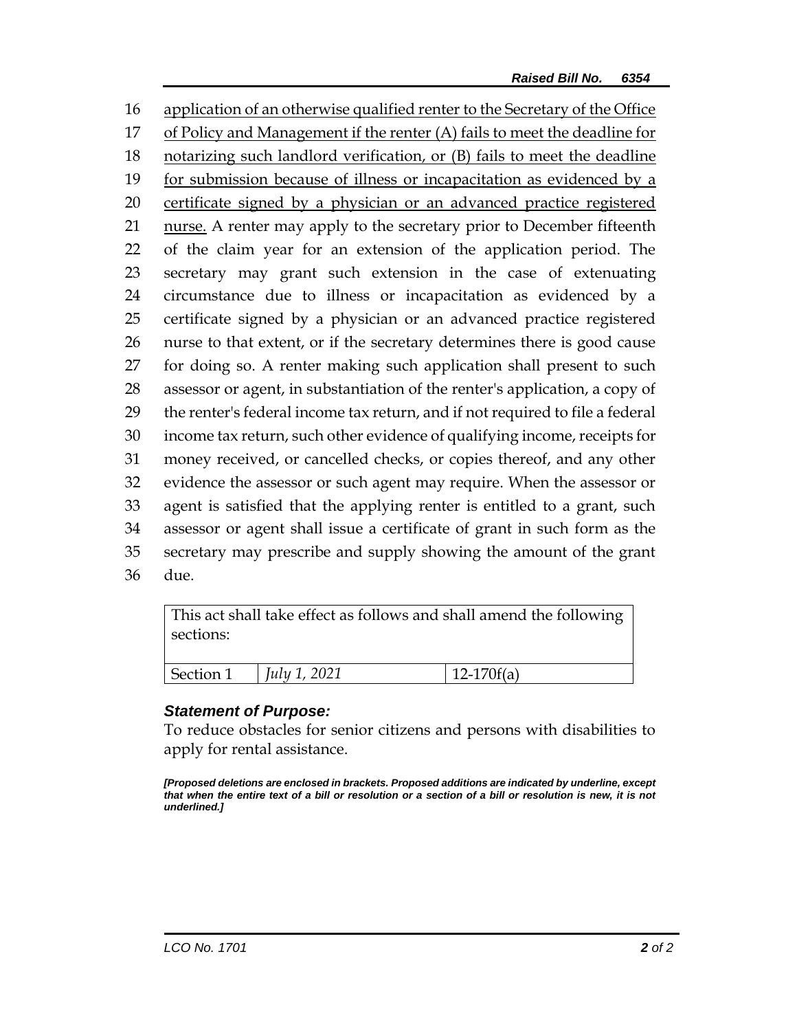16 <u>application of an otherwise qualified renter to the Secretary of the Office</u>
17 <u>of Policy and Management if the renter (A) fails to meet the deadline for</u>
18 <u>notarizing such landlord verification, or (B) fails to meet the deadline</u>
19 <u>for submission because of illness or incapacitation as evidenced by a</u>
20 <u>certificate signed by a physician or an advanced practice registered</u>
21 <u>nurse.</u> A renter may apply to the secretary prior to December fifteenth
22 of the claim year for an extension of the application period. The
23 secretary may grant such extension in the case of extenuating
24 circumstance due to illness or incapacitation as evidenced by a
25 certificate signed by a physician or an advanced practice registered
26 nurse to that extent, or if the secretary determines there is good cause
27 for doing so. A renter making such application shall present to such
28 assessor or agent, in substantiation of the renter's application, a copy of
29 the renter's federal income tax return, and if not required to file a federal
30 income tax return, such other evidence of qualifying income, receipts for
31 money received, or cancelled checks, or copies thereof, and any other
32 evidence the assessor or such agent may require. When the assessor or
33 agent is satisfied that the applying renter is entitled to a grant, such
34 assessor or agent shall issue a certificate of grant in such form as the
35 secretary may prescribe and supply showing the amount of the grant
36 due.

| This act shall take effect as follows and shall amend the following sections: | | |
|---|---|---|
| Section 1 | *July 1, 2021* | 12-170f(a) |

### *Statement of Purpose:*

To reduce obstacles for senior citizens and persons with disabilities to apply for rental assistance.

***[Proposed deletions are enclosed in brackets. Proposed additions are indicated by underline, except that when the entire text of a bill or resolution or a section of a bill or resolution is new, it is not underlined.]***